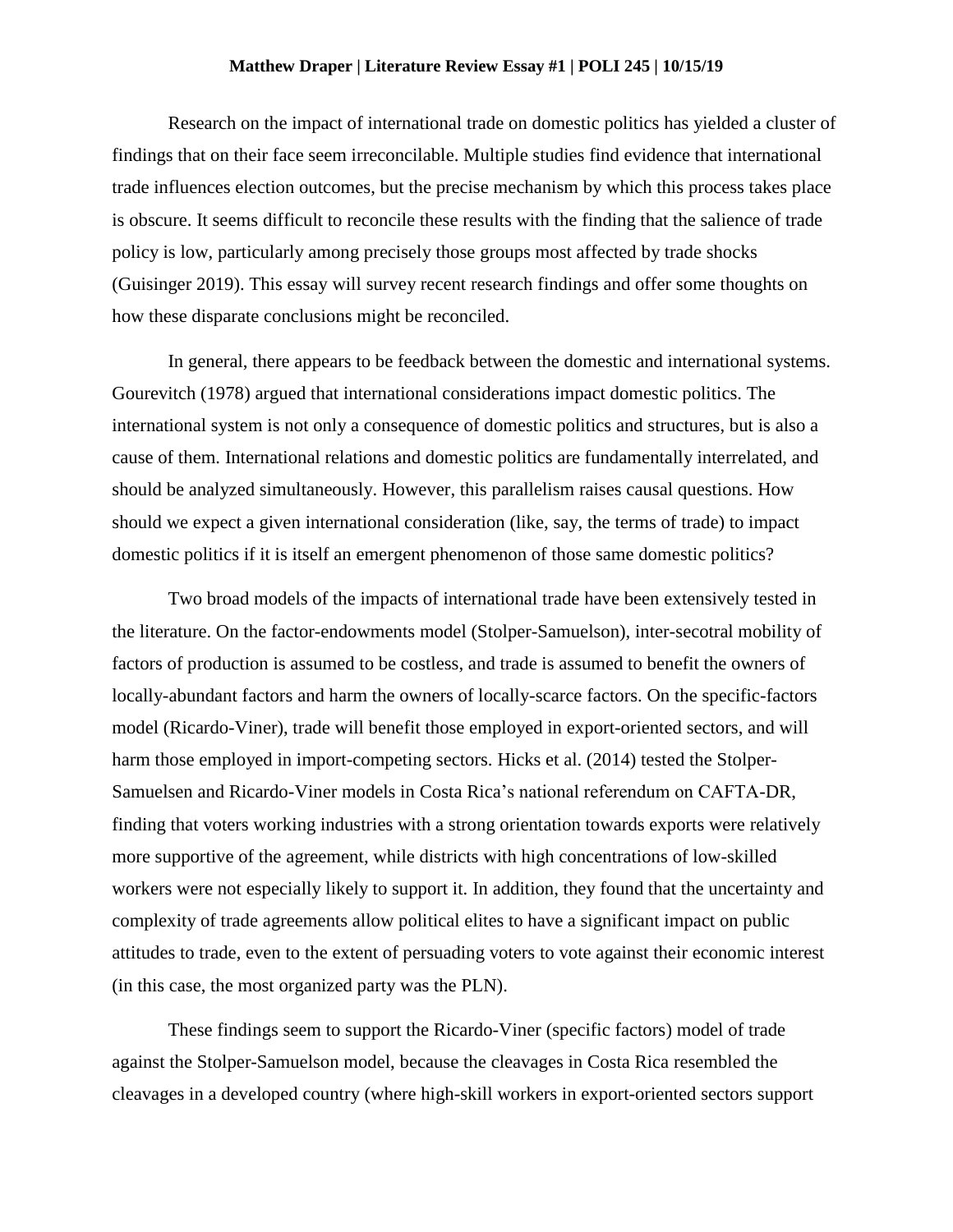**Matthew Draper | Literature Review Essay #1 | POLI 245 | 10/15/19**

Research on the impact of international trade on domestic politics has yielded a cluster of findings that on their face seem irreconcilable. Multiple studies find evidence that international trade influences election outcomes, but the precise mechanism by which this process takes place is obscure. It seems difficult to reconcile these results with the finding that the salience of trade policy is low, particularly among precisely those groups most affected by trade shocks (Guisinger 2019). This essay will survey recent research findings and offer some thoughts on how these disparate conclusions might be reconciled.

In general, there appears to be feedback between the domestic and international systems. Gourevitch (1978) argued that international considerations impact domestic politics. The international system is not only a consequence of domestic politics and structures, but is also a cause of them. International relations and domestic politics are fundamentally interrelated, and should be analyzed simultaneously. However, this parallelism raises causal questions. How should we expect a given international consideration (like, say, the terms of trade) to impact domestic politics if it is itself an emergent phenomenon of those same domestic politics?

Two broad models of the impacts of international trade have been extensively tested in the literature. On the factor-endowments model (Stolper-Samuelson), inter-secotral mobility of factors of production is assumed to be costless, and trade is assumed to benefit the owners of locally-abundant factors and harm the owners of locally-scarce factors. On the specific-factors model (Ricardo-Viner), trade will benefit those employed in export-oriented sectors, and will harm those employed in import-competing sectors. Hicks et al. (2014) tested the Stolper-Samuelsen and Ricardo-Viner models in Costa Rica's national referendum on CAFTA-DR, finding that voters working industries with a strong orientation towards exports were relatively more supportive of the agreement, while districts with high concentrations of low-skilled workers were not especially likely to support it. In addition, they found that the uncertainty and complexity of trade agreements allow political elites to have a significant impact on public attitudes to trade, even to the extent of persuading voters to vote against their economic interest (in this case, the most organized party was the PLN).

These findings seem to support the Ricardo-Viner (specific factors) model of trade against the Stolper-Samuelson model, because the cleavages in Costa Rica resembled the cleavages in a developed country (where high-skill workers in export-oriented sectors support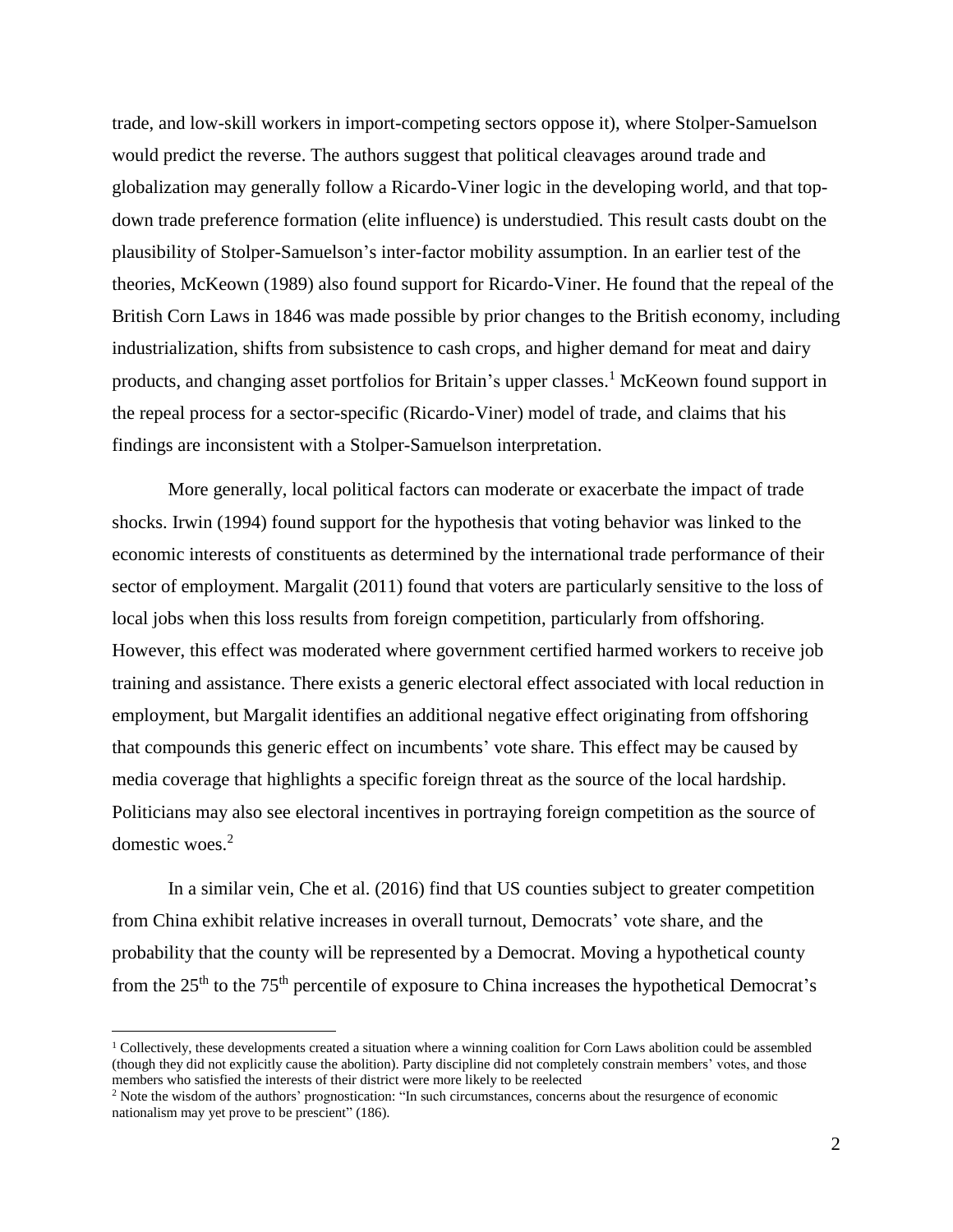trade, and low-skill workers in import-competing sectors oppose it), where Stolper-Samuelson would predict the reverse. The authors suggest that political cleavages around trade and globalization may generally follow a Ricardo-Viner logic in the developing world, and that top-down trade preference formation (elite influence) is understudied. This result casts doubt on the plausibility of Stolper-Samuelson's inter-factor mobility assumption. In an earlier test of the theories, McKeown (1989) also found support for Ricardo-Viner. He found that the repeal of the British Corn Laws in 1846 was made possible by prior changes to the British economy, including industrialization, shifts from subsistence to cash crops, and higher demand for meat and dairy products, and changing asset portfolios for Britain's upper classes.[1] McKeown found support in the repeal process for a sector-specific (Ricardo-Viner) model of trade, and claims that his findings are inconsistent with a Stolper-Samuelson interpretation.

More generally, local political factors can moderate or exacerbate the impact of trade shocks. Irwin (1994) found support for the hypothesis that voting behavior was linked to the economic interests of constituents as determined by the international trade performance of their sector of employment. Margalit (2011) found that voters are particularly sensitive to the loss of local jobs when this loss results from foreign competition, particularly from offshoring. However, this effect was moderated where government certified harmed workers to receive job training and assistance. There exists a generic electoral effect associated with local reduction in employment, but Margalit identifies an additional negative effect originating from offshoring that compounds this generic effect on incumbents' vote share. This effect may be caused by media coverage that highlights a specific foreign threat as the source of the local hardship. Politicians may also see electoral incentives in portraying foreign competition as the source of domestic woes.[2]

In a similar vein, Che et al. (2016) find that US counties subject to greater competition from China exhibit relative increases in overall turnout, Democrats' vote share, and the probability that the county will be represented by a Democrat. Moving a hypothetical county from the 25th to the 75th percentile of exposure to China increases the hypothetical Democrat's

---

[1] Collectively, these developments created a situation where a winning coalition for Corn Laws abolition could be assembled (though they did not explicitly cause the abolition). Party discipline did not completely constrain members' votes, and those members who satisfied the interests of their district were more likely to be reelected

[2] Note the wisdom of the authors' prognostication: "In such circumstances, concerns about the resurgence of economic nationalism may yet prove to be prescient" (186).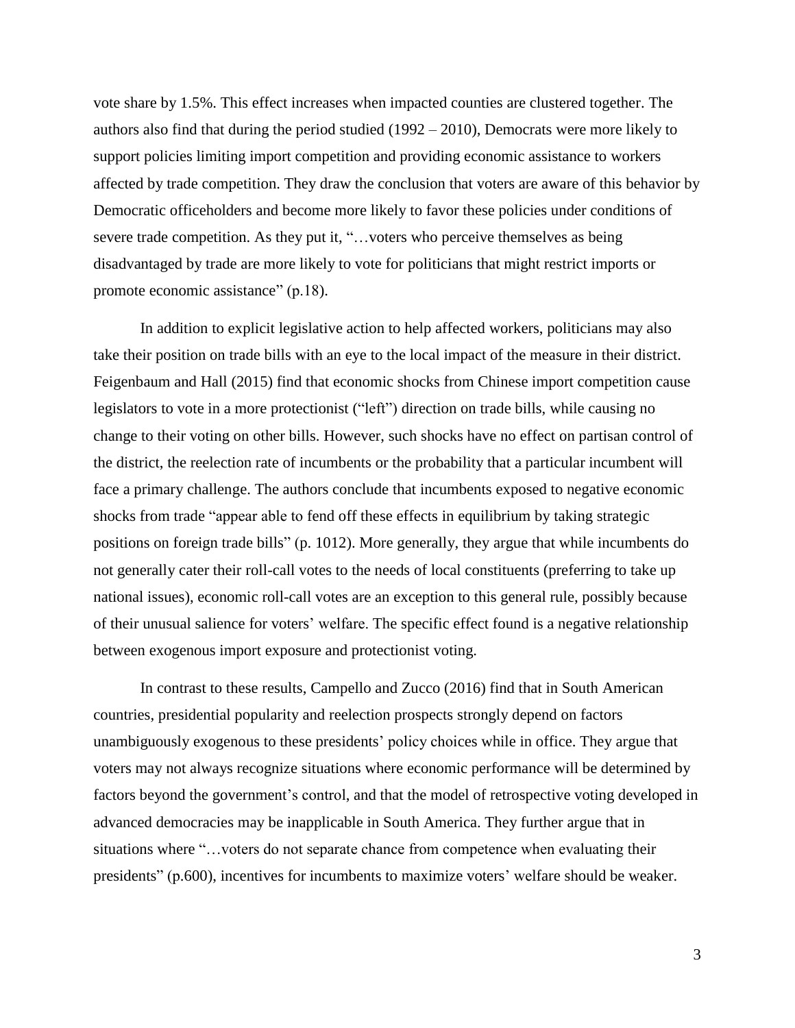vote share by 1.5%. This effect increases when impacted counties are clustered together. The authors also find that during the period studied (1992 – 2010), Democrats were more likely to support policies limiting import competition and providing economic assistance to workers affected by trade competition. They draw the conclusion that voters are aware of this behavior by Democratic officeholders and become more likely to favor these policies under conditions of severe trade competition. As they put it, "…voters who perceive themselves as being disadvantaged by trade are more likely to vote for politicians that might restrict imports or promote economic assistance" (p.18).

In addition to explicit legislative action to help affected workers, politicians may also take their position on trade bills with an eye to the local impact of the measure in their district. Feigenbaum and Hall (2015) find that economic shocks from Chinese import competition cause legislators to vote in a more protectionist ("left") direction on trade bills, while causing no change to their voting on other bills. However, such shocks have no effect on partisan control of the district, the reelection rate of incumbents or the probability that a particular incumbent will face a primary challenge. The authors conclude that incumbents exposed to negative economic shocks from trade "appear able to fend off these effects in equilibrium by taking strategic positions on foreign trade bills" (p. 1012). More generally, they argue that while incumbents do not generally cater their roll-call votes to the needs of local constituents (preferring to take up national issues), economic roll-call votes are an exception to this general rule, possibly because of their unusual salience for voters' welfare. The specific effect found is a negative relationship between exogenous import exposure and protectionist voting.

In contrast to these results, Campello and Zucco (2016) find that in South American countries, presidential popularity and reelection prospects strongly depend on factors unambiguously exogenous to these presidents' policy choices while in office. They argue that voters may not always recognize situations where economic performance will be determined by factors beyond the government's control, and that the model of retrospective voting developed in advanced democracies may be inapplicable in South America. They further argue that in situations where "…voters do not separate chance from competence when evaluating their presidents" (p.600), incentives for incumbents to maximize voters' welfare should be weaker.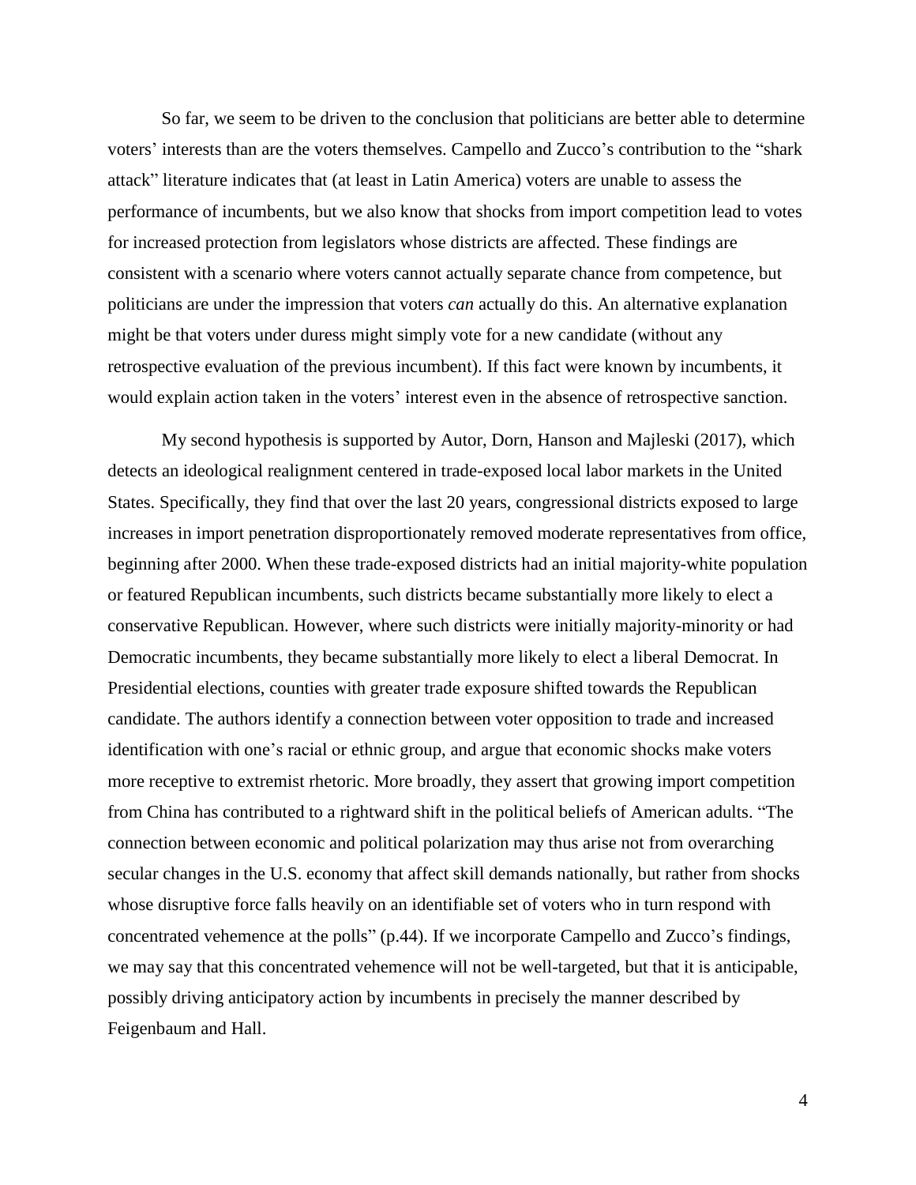So far, we seem to be driven to the conclusion that politicians are better able to determine voters' interests than are the voters themselves. Campello and Zucco's contribution to the "shark attack" literature indicates that (at least in Latin America) voters are unable to assess the performance of incumbents, but we also know that shocks from import competition lead to votes for increased protection from legislators whose districts are affected. These findings are consistent with a scenario where voters cannot actually separate chance from competence, but politicians are under the impression that voters *can* actually do this. An alternative explanation might be that voters under duress might simply vote for a new candidate (without any retrospective evaluation of the previous incumbent). If this fact were known by incumbents, it would explain action taken in the voters' interest even in the absence of retrospective sanction.

My second hypothesis is supported by Autor, Dorn, Hanson and Majleski (2017), which detects an ideological realignment centered in trade-exposed local labor markets in the United States. Specifically, they find that over the last 20 years, congressional districts exposed to large increases in import penetration disproportionately removed moderate representatives from office, beginning after 2000. When these trade-exposed districts had an initial majority-white population or featured Republican incumbents, such districts became substantially more likely to elect a conservative Republican. However, where such districts were initially majority-minority or had Democratic incumbents, they became substantially more likely to elect a liberal Democrat. In Presidential elections, counties with greater trade exposure shifted towards the Republican candidate. The authors identify a connection between voter opposition to trade and increased identification with one's racial or ethnic group, and argue that economic shocks make voters more receptive to extremist rhetoric. More broadly, they assert that growing import competition from China has contributed to a rightward shift in the political beliefs of American adults. "The connection between economic and political polarization may thus arise not from overarching secular changes in the U.S. economy that affect skill demands nationally, but rather from shocks whose disruptive force falls heavily on an identifiable set of voters who in turn respond with concentrated vehemence at the polls" (p.44). If we incorporate Campello and Zucco's findings, we may say that this concentrated vehemence will not be well-targeted, but that it is anticipable, possibly driving anticipatory action by incumbents in precisely the manner described by Feigenbaum and Hall.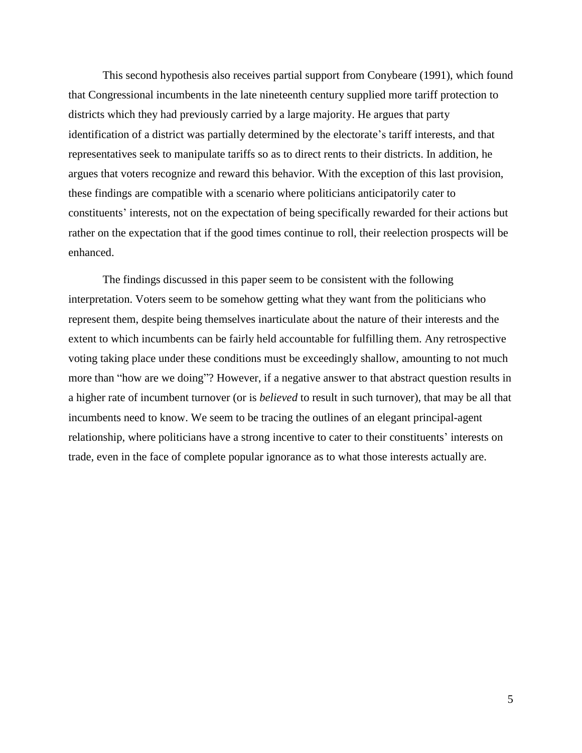This second hypothesis also receives partial support from Conybeare (1991), which found that Congressional incumbents in the late nineteenth century supplied more tariff protection to districts which they had previously carried by a large majority. He argues that party identification of a district was partially determined by the electorate's tariff interests, and that representatives seek to manipulate tariffs so as to direct rents to their districts. In addition, he argues that voters recognize and reward this behavior. With the exception of this last provision, these findings are compatible with a scenario where politicians anticipatorily cater to constituents' interests, not on the expectation of being specifically rewarded for their actions but rather on the expectation that if the good times continue to roll, their reelection prospects will be enhanced.

The findings discussed in this paper seem to be consistent with the following interpretation. Voters seem to be somehow getting what they want from the politicians who represent them, despite being themselves inarticulate about the nature of their interests and the extent to which incumbents can be fairly held accountable for fulfilling them. Any retrospective voting taking place under these conditions must be exceedingly shallow, amounting to not much more than "how are we doing"? However, if a negative answer to that abstract question results in a higher rate of incumbent turnover (or is *believed* to result in such turnover), that may be all that incumbents need to know. We seem to be tracing the outlines of an elegant principal-agent relationship, where politicians have a strong incentive to cater to their constituents' interests on trade, even in the face of complete popular ignorance as to what those interests actually are.